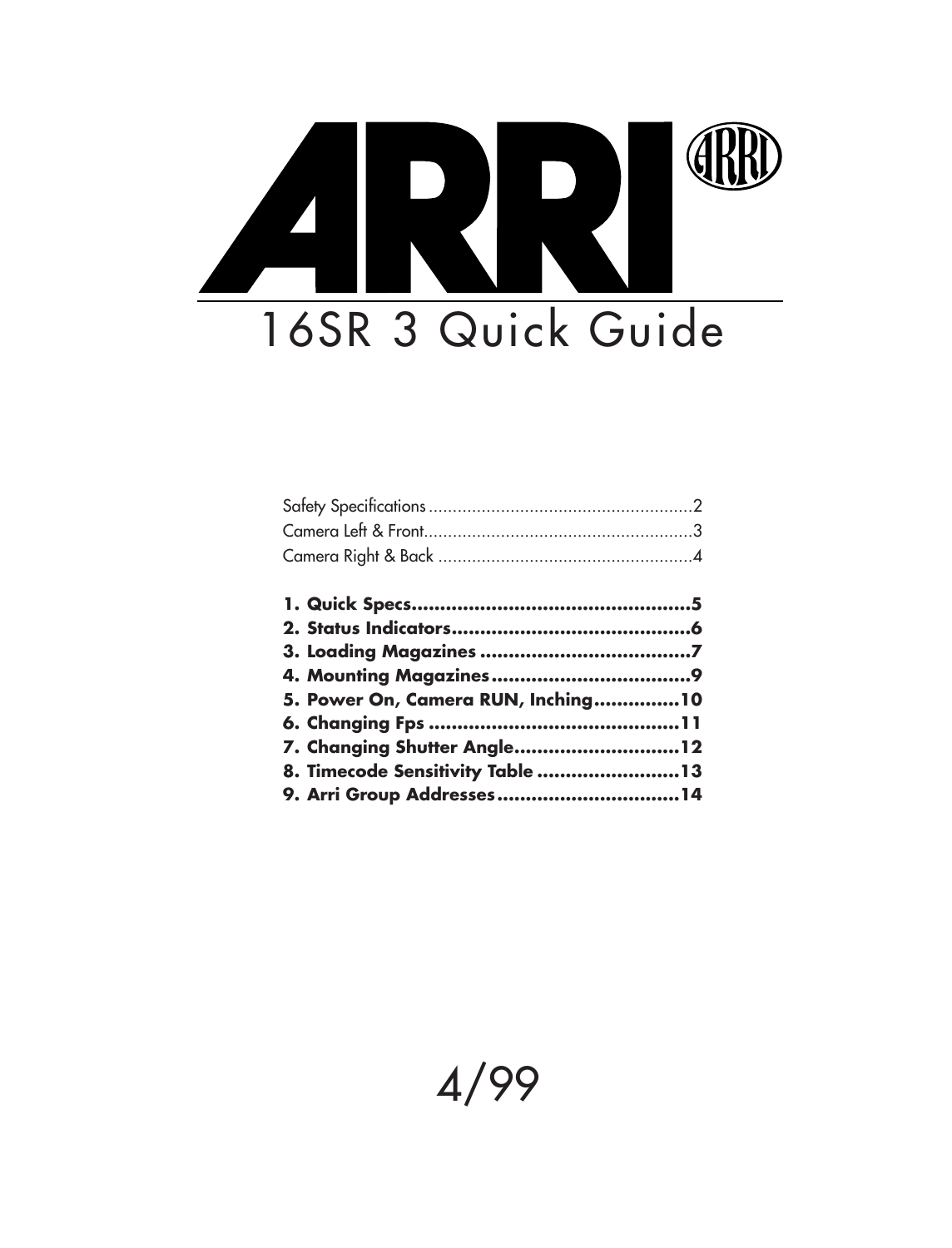# ARRI

## 16SR 3 Quick Guide

Safety Specifications .......................................................2
Camera Left & Front........................................................3
Camera Right & Back .....................................................4

**1. Quick Specs..................................................5**
**2. Status Indicators...........................................6**
**3. Loading Magazines ......................................7**
**4. Mounting Magazines....................................9**
**5. Power On, Camera RUN, Inching...............10**
**6. Changing Fps .............................................11**
**7. Changing Shutter Angle..............................12**
**8. Timecode Sensitivity Table .........................13**
**9. Arri Group Addresses.................................14**

4/99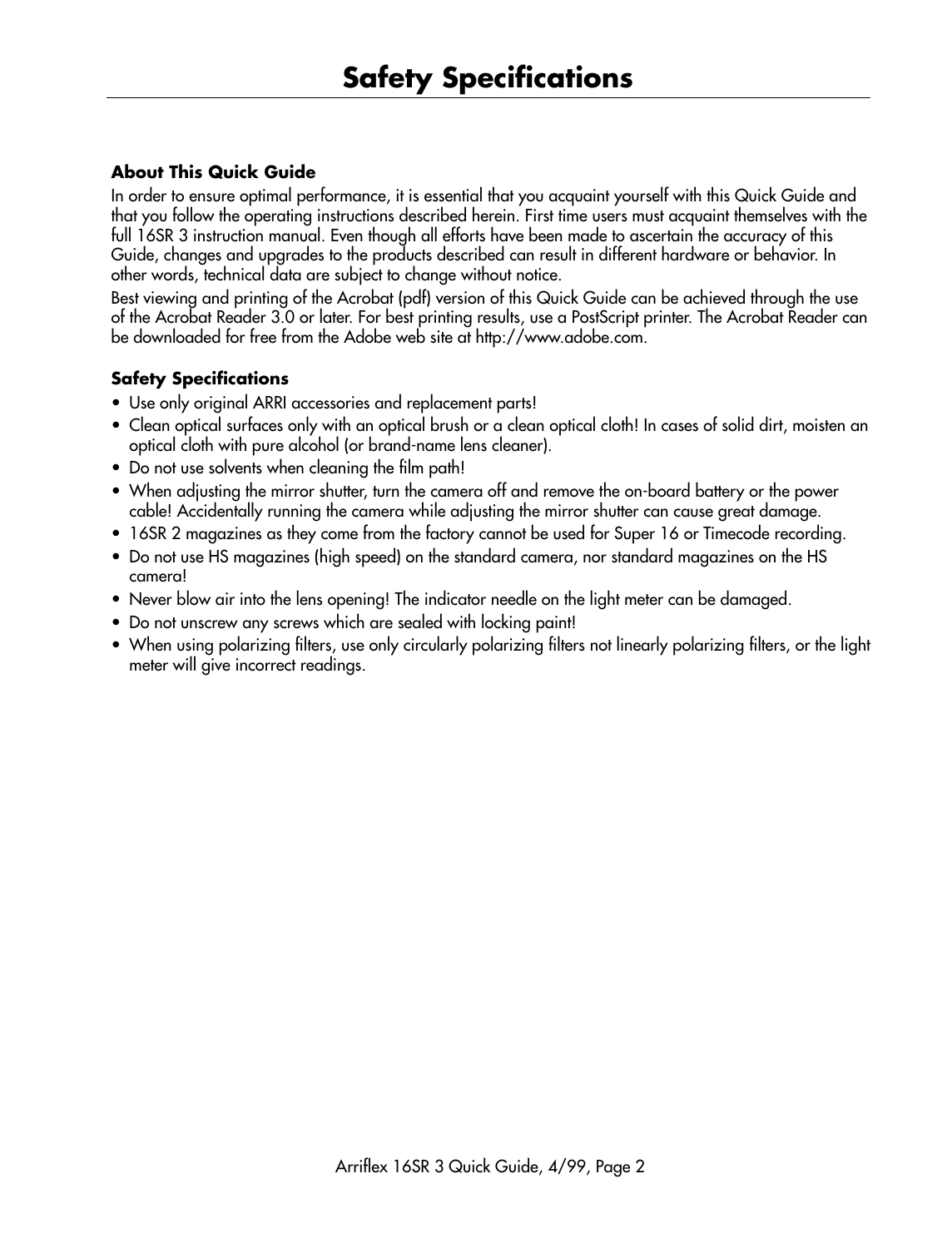# Safety Specifications

### About This Quick Guide

In order to ensure optimal performance, it is essential that you acquaint yourself with this Quick Guide and that you follow the operating instructions described herein. First time users must acquaint themselves with the full 16SR 3 instruction manual. Even though all efforts have been made to ascertain the accuracy of this Guide, changes and upgrades to the products described can result in different hardware or behavior. In other words, technical data are subject to change without notice.

Best viewing and printing of the Acrobat (pdf) version of this Quick Guide can be achieved through the use of the Acrobat Reader 3.0 or later. For best printing results, use a PostScript printer. The Acrobat Reader can be downloaded for free from the Adobe web site at http://www.adobe.com.

### Safety Specifications

- Use only original ARRI accessories and replacement parts!
- Clean optical surfaces only with an optical brush or a clean optical cloth! In cases of solid dirt, moisten an optical cloth with pure alcohol (or brand-name lens cleaner).
- Do not use solvents when cleaning the film path!
- When adjusting the mirror shutter, turn the camera off and remove the on-board battery or the power cable! Accidentally running the camera while adjusting the mirror shutter can cause great damage.
- 16SR 2 magazines as they come from the factory cannot be used for Super 16 or Timecode recording.
- Do not use HS magazines (high speed) on the standard camera, nor standard magazines on the HS camera!
- Never blow air into the lens opening! The indicator needle on the light meter can be damaged.
- Do not unscrew any screws which are sealed with locking paint!
- When using polarizing filters, use only circularly polarizing filters not linearly polarizing filters, or the light meter will give incorrect readings.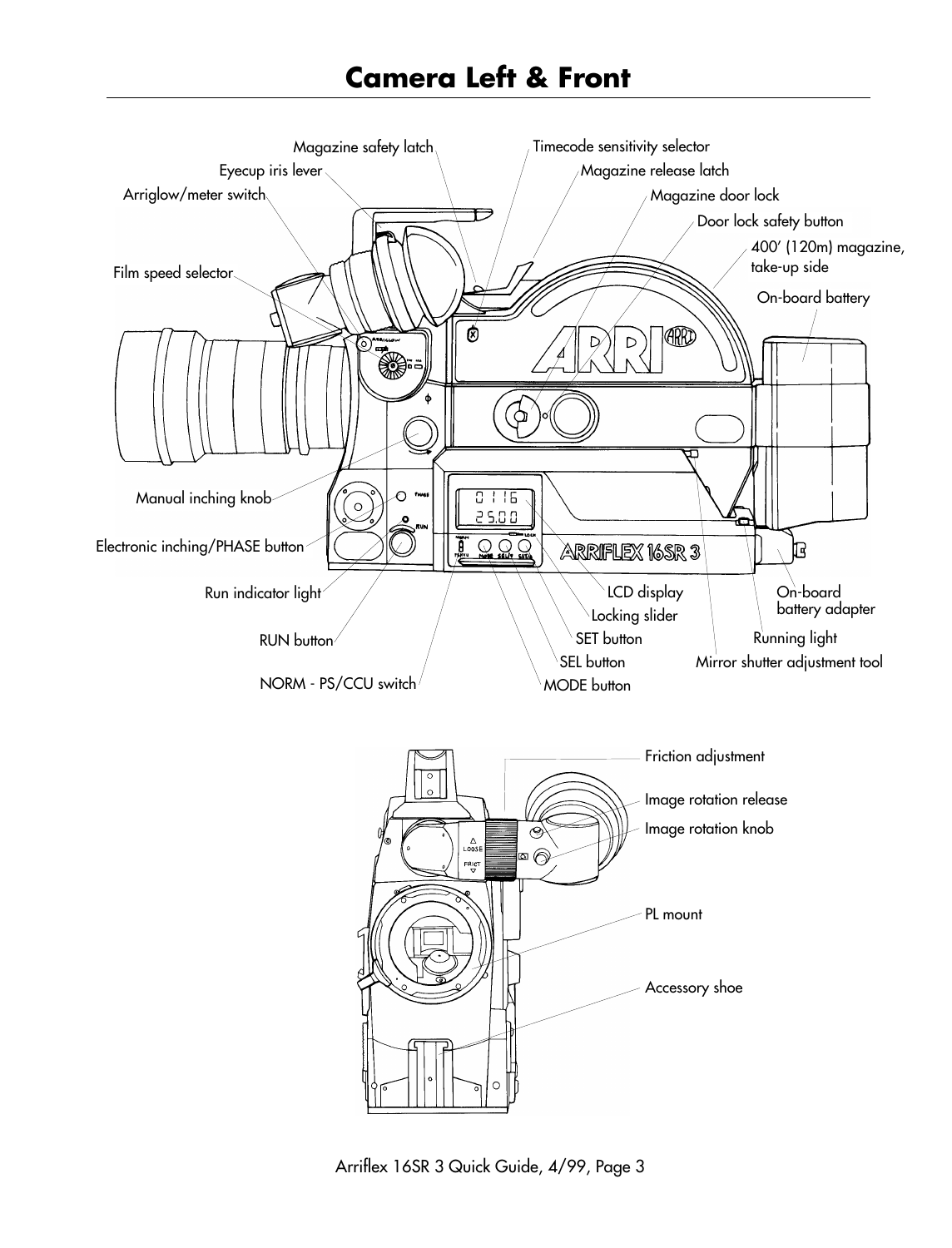# Camera Left & Front

Magazine safety latch

Eyecup iris lever

Arriglow/meter switch

Film speed selector

Timecode sensitivity selector

Magazine release latch

Magazine door lock

Door lock safety button

400' (120m) magazine, take-up side

On-board battery

Manual inching knob

Electronic inching/PHASE button

Run indicator light

RUN button

NORM - PS/CCU switch

LCD display

Locking slider

SET button

SEL button

MODE button

On-board battery adapter

Running light

Mirror shutter adjustment tool

Friction adjustment

Image rotation release

Image rotation knob

PL mount

Accessory shoe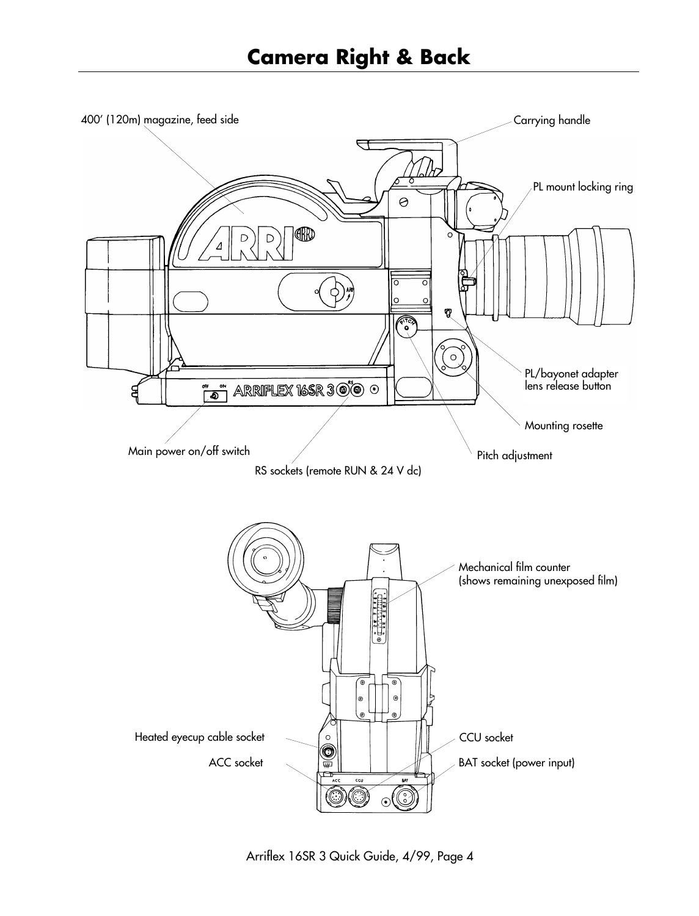# Camera Right & Back

400' (120m) magazine, feed side

Carrying handle

PL mount locking ring

PL/bayonet adapter lens release button

Mounting rosette

Pitch adjustment

Main power on/off switch

RS sockets (remote RUN & 24 V dc)

Mechanical film counter (shows remaining unexposed film)

Heated eyecup cable socket

ACC socket

CCU socket

BAT socket (power input)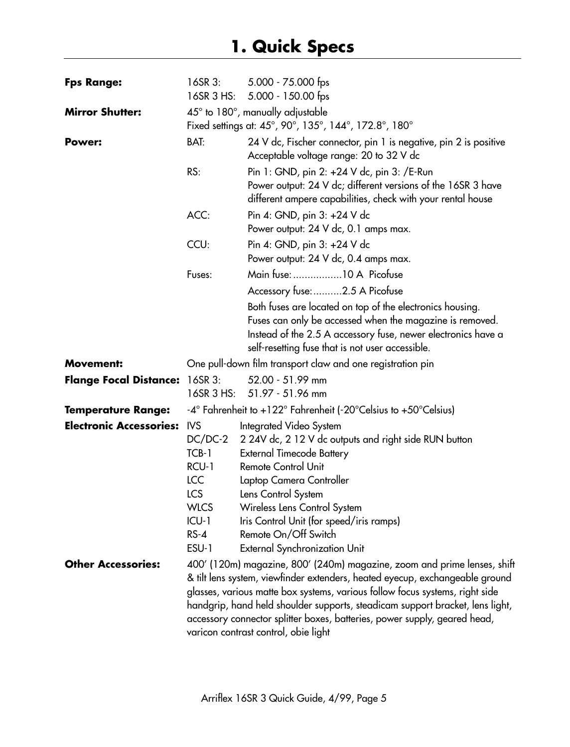# 1. Quick Specs

**Fps Range:**
16SR 3: 5.000 - 75.000 fps
16SR 3 HS: 5.000 - 150.00 fps

**Mirror Shutter:**
45° to 180°, manually adjustable
Fixed settings at: 45°, 90°, 135°, 144°, 172.8°, 180°

**Power:**

BAT: 24 V dc, Fischer connector, pin 1 is negative, pin 2 is positive
Acceptable voltage range: 20 to 32 V dc

RS: Pin 1: GND, pin 2: +24 V dc, pin 3: /E-Run
Power output: 24 V dc; different versions of the 16SR 3 have different ampere capabilities, check with your rental house

ACC: Pin 4: GND, pin 3: +24 V dc
Power output: 24 V dc, 0.1 amps max.

CCU: Pin 4: GND, pin 3: +24 V dc
Power output: 24 V dc, 0.4 amps max.

Fuses:
Main fuse: .................10 A Picofuse
Accessory fuse: ..........2.5 A Picofuse

Both fuses are located on top of the electronics housing. Fuses can only be accessed when the magazine is removed. Instead of the 2.5 A accessory fuse, newer electronics have a self-resetting fuse that is not user accessible.

**Movement:** One pull-down film transport claw and one registration pin

**Flange Focal Distance:**
16SR 3: 52.00 - 51.99 mm
16SR 3 HS: 51.97 - 51.96 mm

**Temperature Range:** -4° Fahrenheit to +122° Fahrenheit (-20°Celsius to +50°Celsius)

**Electronic Accessories:**

| | |
|---|---|
| IVS | Integrated Video System |
| DC/DC-2 | 2 24V dc, 2 12 V dc outputs and right side RUN button |
| TCB-1 | External Timecode Battery |
| RCU-1 | Remote Control Unit |
| LCC | Laptop Camera Controller |
| LCS | Lens Control System |
| WLCS | Wireless Lens Control System |
| ICU-1 | Iris Control Unit (for speed/iris ramps) |
| RS-4 | Remote On/Off Switch |
| ESU-1 | External Synchronization Unit |

**Other Accessories:** 400' (120m) magazine, 800' (240m) magazine, zoom and prime lenses, shift & tilt lens system, viewfinder extenders, heated eyecup, exchangeable ground glasses, various matte box systems, various follow focus systems, right side handgrip, hand held shoulder supports, steadicam support bracket, lens light, accessory connector splitter boxes, batteries, power supply, geared head, varicon contrast control, obie light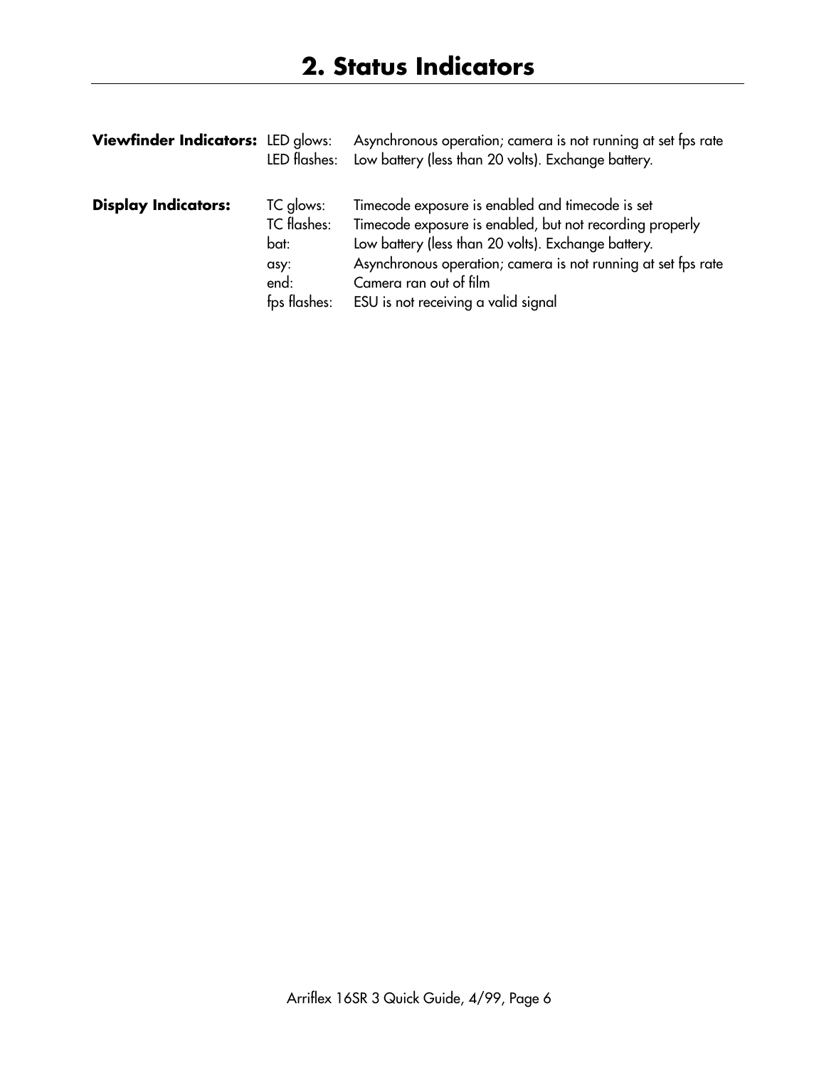# 2. Status Indicators

| | | |
|---|---|---|
| **Viewfinder Indicators:** | LED glows: | Asynchronous operation; camera is not running at set fps rate |
| | LED flashes: | Low battery (less than 20 volts). Exchange battery. |
| **Display Indicators:** | TC glows: | Timecode exposure is enabled and timecode is set |
| | TC flashes: | Timecode exposure is enabled, but not recording properly |
| | bat: | Low battery (less than 20 volts). Exchange battery. |
| | asy: | Asynchronous operation; camera is not running at set fps rate |
| | end: | Camera ran out of film |
| | fps flashes: | ESU is not receiving a valid signal |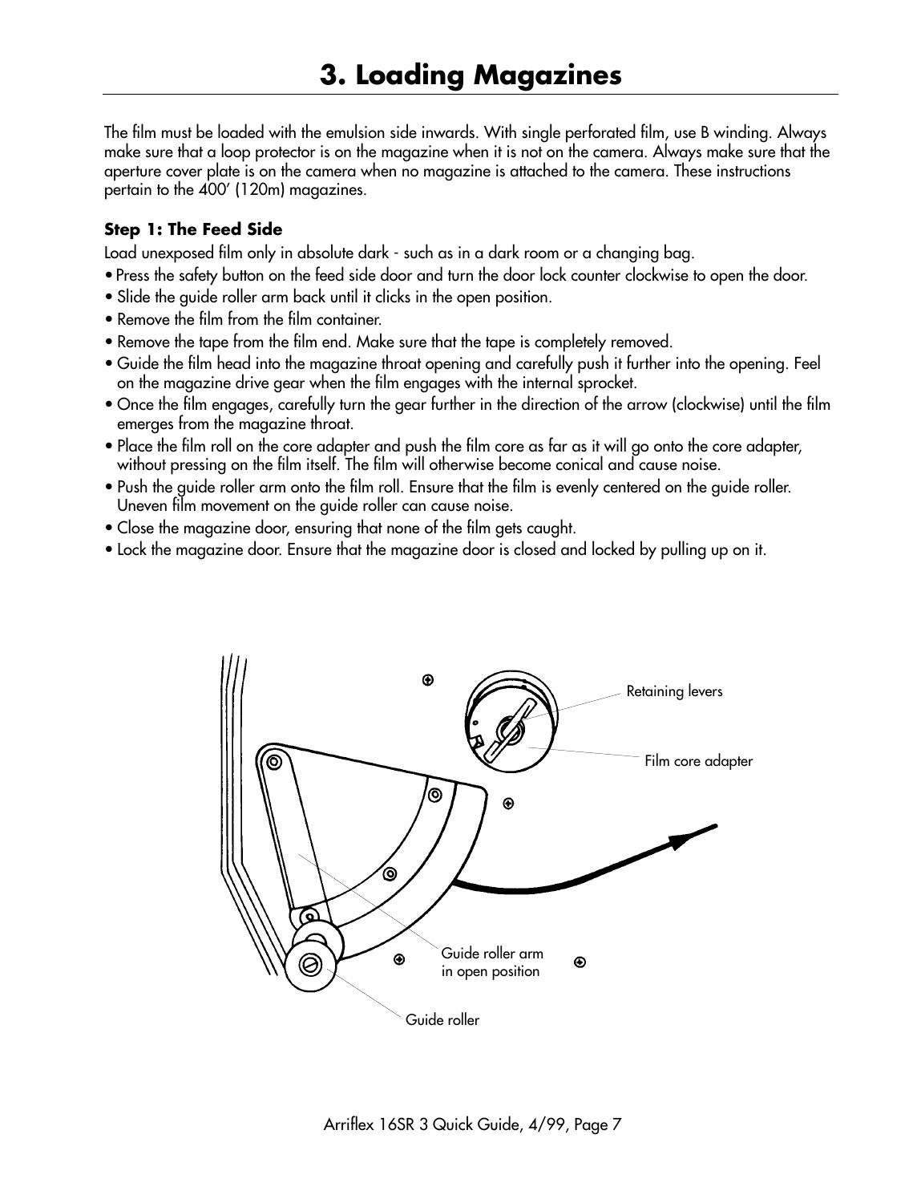# 3. Loading Magazines

The film must be loaded with the emulsion side inwards. With single perforated film, use B winding. Always make sure that a loop protector is on the magazine when it is not on the camera. Always make sure that the aperture cover plate is on the camera when no magazine is attached to the camera. These instructions pertain to the 400' (120m) magazines.

**Step 1: The Feed Side**

Load unexposed film only in absolute dark - such as in a dark room or a changing bag.

- Press the safety button on the feed side door and turn the door lock counter clockwise to open the door.
- Slide the guide roller arm back until it clicks in the open position.
- Remove the film from the film container.
- Remove the tape from the film end. Make sure that the tape is completely removed.
- Guide the film head into the magazine throat opening and carefully push it further into the opening. Feel on the magazine drive gear when the film engages with the internal sprocket.
- Once the film engages, carefully turn the gear further in the direction of the arrow (clockwise) until the film emerges from the magazine throat.
- Place the film roll on the core adapter and push the film core as far as it will go onto the core adapter, without pressing on the film itself. The film will otherwise become conical and cause noise.
- Push the guide roller arm onto the film roll. Ensure that the film is evenly centered on the guide roller. Uneven film movement on the guide roller can cause noise.
- Close the magazine door, ensuring that none of the film gets caught.
- Lock the magazine door. Ensure that the magazine door is closed and locked by pulling up on it.

Retaining levers

Film core adapter

Guide roller arm in open position

Guide roller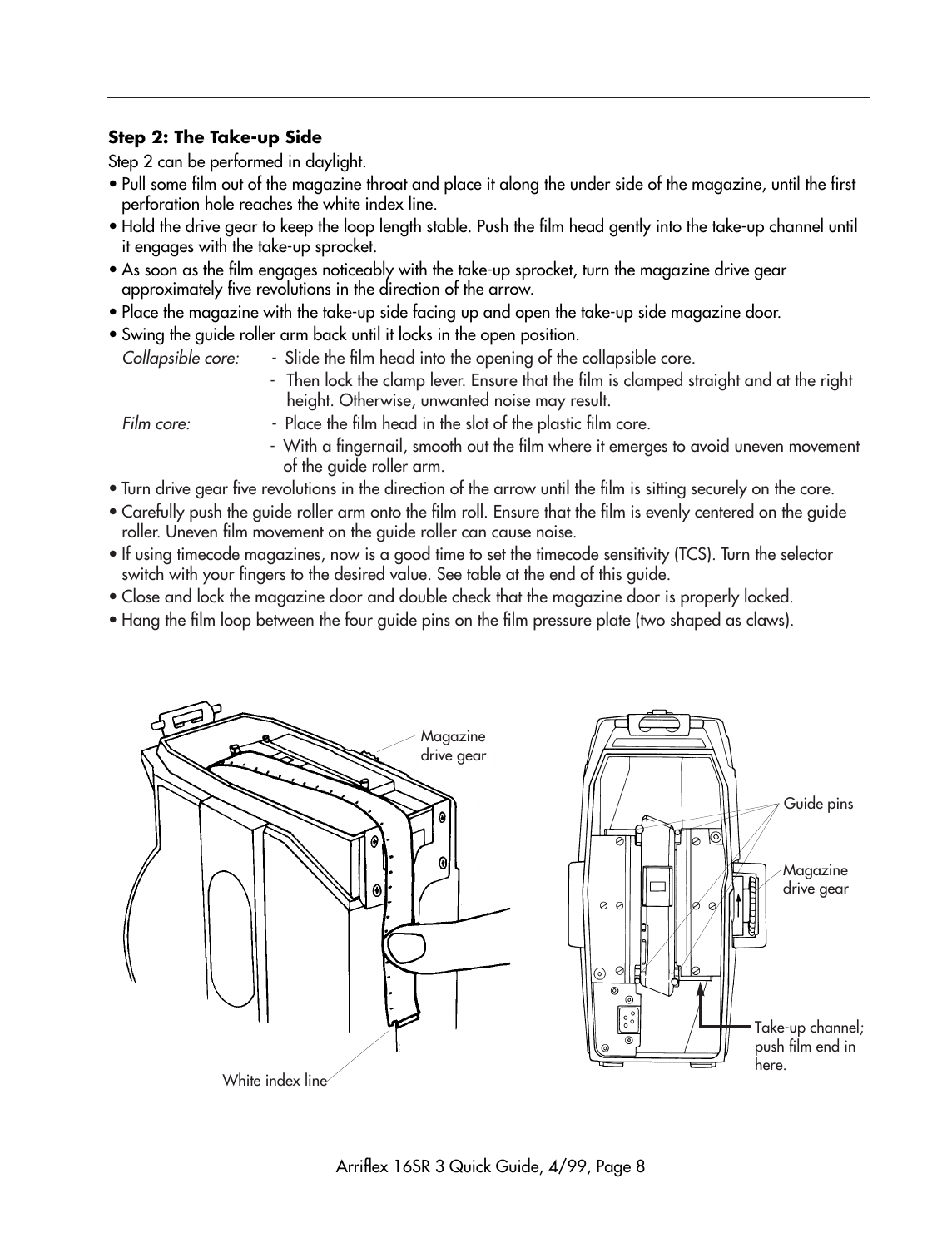### Step 2: The Take-up Side

Step 2 can be performed in daylight.

- Pull some film out of the magazine throat and place it along the under side of the magazine, until the first perforation hole reaches the white index line.
- Hold the drive gear to keep the loop length stable. Push the film head gently into the take-up channel until it engages with the take-up sprocket.
- As soon as the film engages noticeably with the take-up sprocket, turn the magazine drive gear approximately five revolutions in the direction of the arrow.
- Place the magazine with the take-up side facing up and open the take-up side magazine door.
- Swing the guide roller arm back until it locks in the open position.

  *Collapsible core:*
  - Slide the film head into the opening of the collapsible core.
  - Then lock the clamp lever. Ensure that the film is clamped straight and at the right height. Otherwise, unwanted noise may result.

  *Film core:*
  - Place the film head in the slot of the plastic film core.
  - With a fingernail, smooth out the film where it emerges to avoid uneven movement of the guide roller arm.
- Turn drive gear five revolutions in the direction of the arrow until the film is sitting securely on the core.
- Carefully push the guide roller arm onto the film roll. Ensure that the film is evenly centered on the guide roller. Uneven film movement on the guide roller can cause noise.
- If using timecode magazines, now is a good time to set the timecode sensitivity (TCS). Turn the selector switch with your fingers to the desired value. See table at the end of this guide.
- Close and lock the magazine door and double check that the magazine door is properly locked.
- Hang the film loop between the four guide pins on the film pressure plate (two shaped as claws).

Magazine drive gear

White index line

Guide pins

Magazine drive gear

Take-up channel; push film end in here.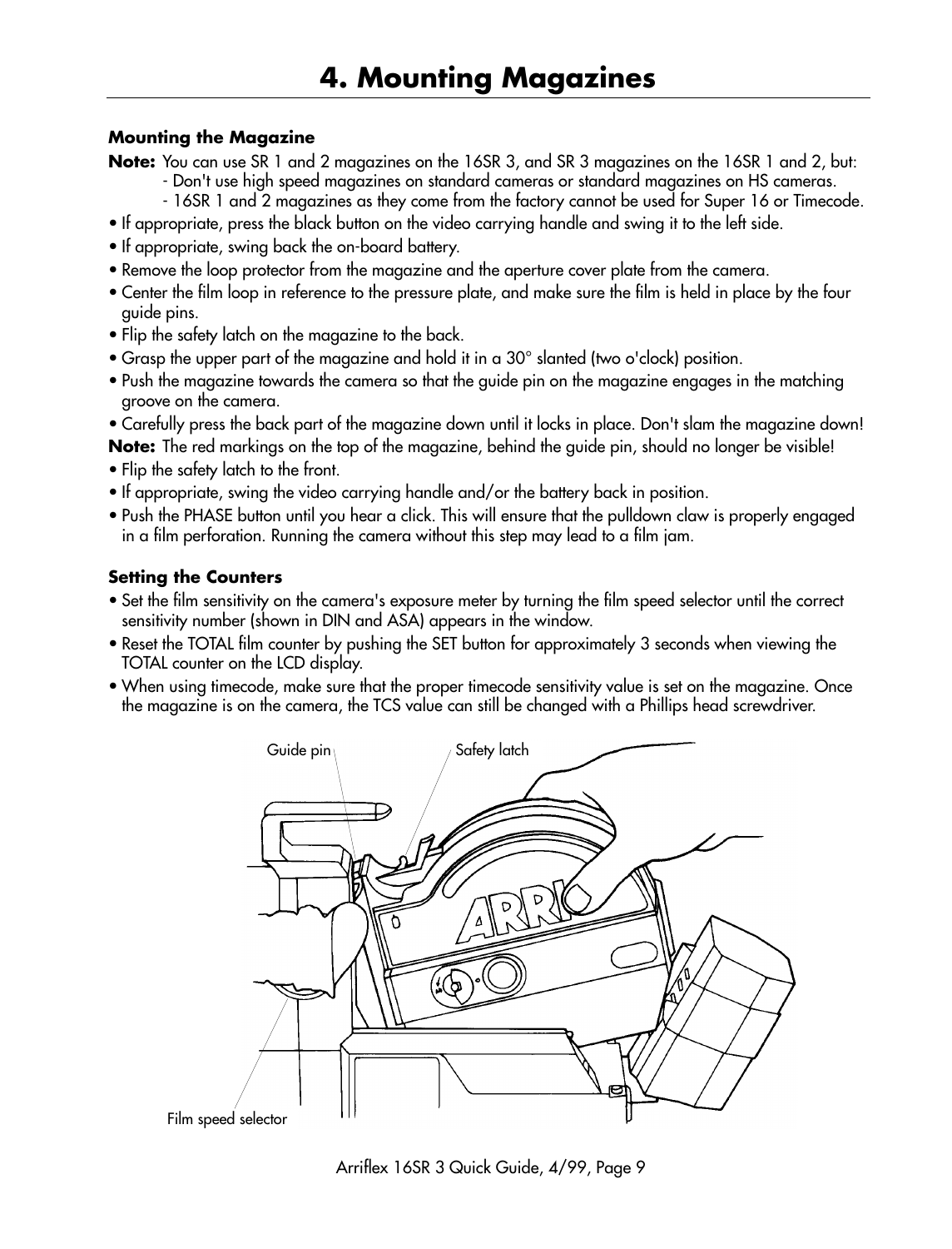# 4. Mounting Magazines

### Mounting the Magazine

**Note:** You can use SR 1 and 2 magazines on the 16SR 3, and SR 3 magazines on the 16SR 1 and 2, but:
- Don't use high speed magazines on standard cameras or standard magazines on HS cameras.
- 16SR 1 and 2 magazines as they come from the factory cannot be used for Super 16 or Timecode.

- If appropriate, press the black button on the video carrying handle and swing it to the left side.
- If appropriate, swing back the on-board battery.
- Remove the loop protector from the magazine and the aperture cover plate from the camera.
- Center the film loop in reference to the pressure plate, and make sure the film is held in place by the four guide pins.
- Flip the safety latch on the magazine to the back.
- Grasp the upper part of the magazine and hold it in a 30° slanted (two o'clock) position.
- Push the magazine towards the camera so that the guide pin on the magazine engages in the matching groove on the camera.
- Carefully press the back part of the magazine down until it locks in place. Don't slam the magazine down!

**Note:** The red markings on the top of the magazine, behind the guide pin, should no longer be visible!

- Flip the safety latch to the front.
- If appropriate, swing the video carrying handle and/or the battery back in position.
- Push the PHASE button until you hear a click. This will ensure that the pulldown claw is properly engaged in a film perforation. Running the camera without this step may lead to a film jam.

### Setting the Counters

- Set the film sensitivity on the camera's exposure meter by turning the film speed selector until the correct sensitivity number (shown in DIN and ASA) appears in the window.
- Reset the TOTAL film counter by pushing the SET button for approximately 3 seconds when viewing the TOTAL counter on the LCD display.
- When using timecode, make sure that the proper timecode sensitivity value is set on the magazine. Once the magazine is on the camera, the TCS value can still be changed with a Phillips head screwdriver.

Guide pin

Safety latch

Film speed selector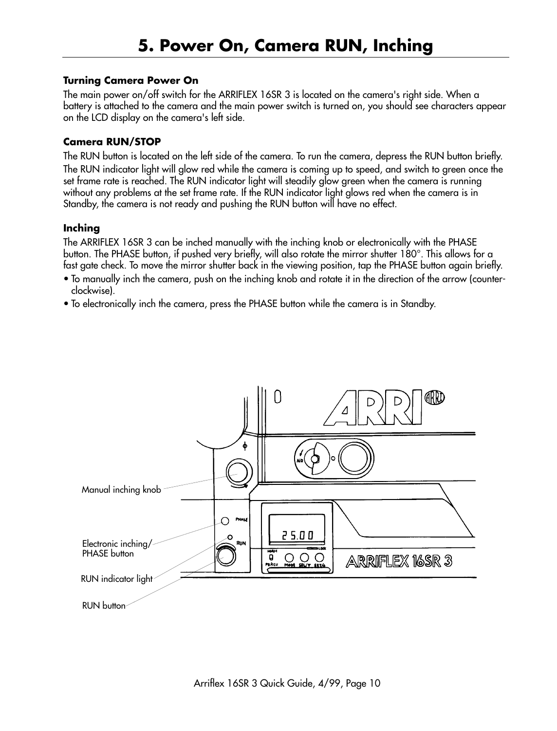# 5. Power On, Camera RUN, Inching

### Turning Camera Power On

The main power on/off switch for the ARRIFLEX 16SR 3 is located on the camera's right side. When a battery is attached to the camera and the main power switch is turned on, you should see characters appear on the LCD display on the camera's left side.

### Camera RUN/STOP

The RUN button is located on the left side of the camera. To run the camera, depress the RUN button briefly. The RUN indicator light will glow red while the camera is coming up to speed, and switch to green once the set frame rate is reached. The RUN indicator light will steadily glow green when the camera is running without any problems at the set frame rate. If the RUN indicator light glows red when the camera is in Standby, the camera is not ready and pushing the RUN button will have no effect.

### Inching

The ARRIFLEX 16SR 3 can be inched manually with the inching knob or electronically with the PHASE button. The PHASE button, if pushed very briefly, will also rotate the mirror shutter 180°. This allows for a fast gate check. To move the mirror shutter back in the viewing position, tap the PHASE button again briefly.

- To manually inch the camera, push on the inching knob and rotate it in the direction of the arrow (counter-clockwise).
- To electronically inch the camera, press the PHASE button while the camera is in Standby.

Manual inching knob

Electronic inching/ PHASE button

RUN indicator light

RUN button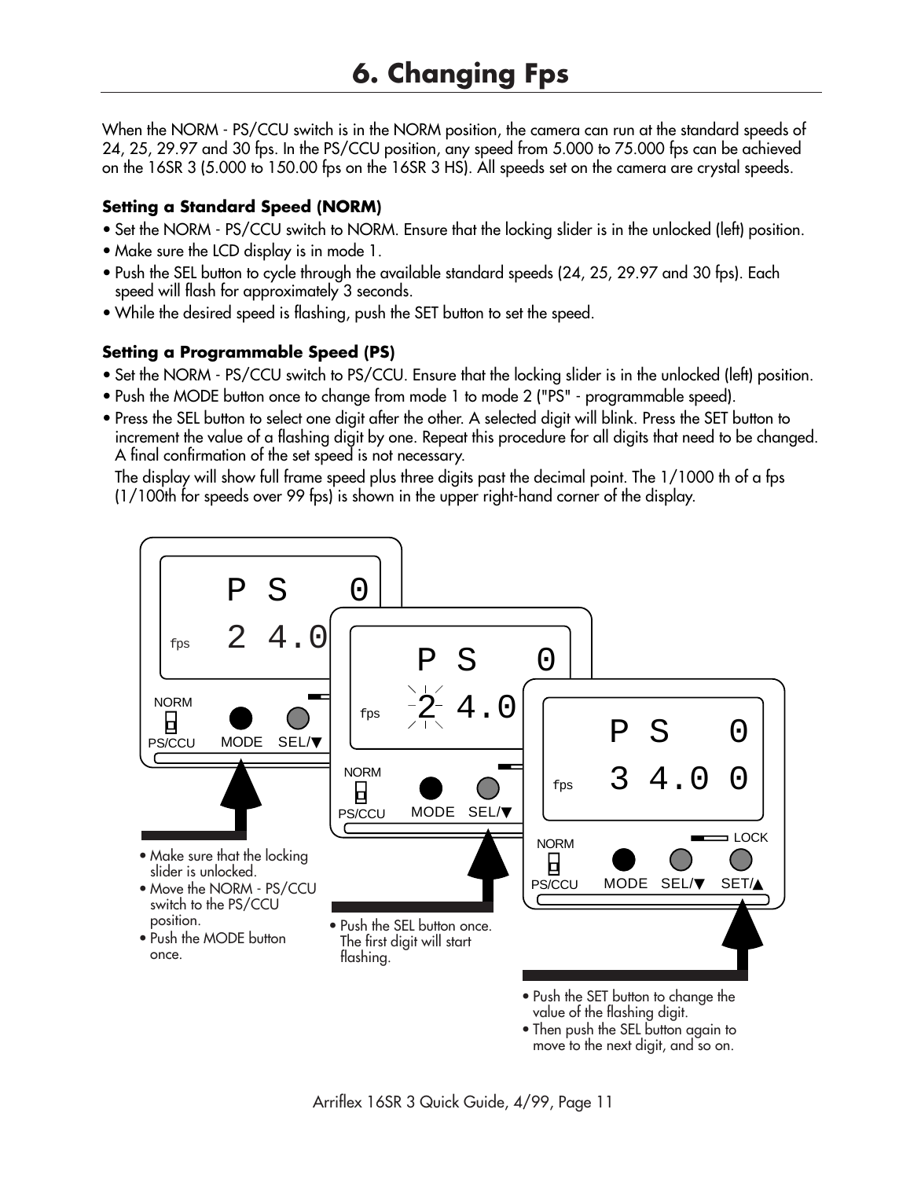# 6. Changing Fps

When the NORM - PS/CCU switch is in the NORM position, the camera can run at the standard speeds of 24, 25, 29.97 and 30 fps. In the PS/CCU position, any speed from 5.000 to 75.000 fps can be achieved on the 16SR 3 (5.000 to 150.00 fps on the 16SR 3 HS). All speeds set on the camera are crystal speeds.

**Setting a Standard Speed (NORM)**

- Set the NORM - PS/CCU switch to NORM. Ensure that the locking slider is in the unlocked (left) position.
- Make sure the LCD display is in mode 1.
- Push the SEL button to cycle through the available standard speeds (24, 25, 29.97 and 30 fps). Each speed will flash for approximately 3 seconds.
- While the desired speed is flashing, push the SET button to set the speed.

**Setting a Programmable Speed (PS)**

- Set the NORM - PS/CCU switch to PS/CCU. Ensure that the locking slider is in the unlocked (left) position.
- Push the MODE button once to change from mode 1 to mode 2 ("PS" - programmable speed).
- Press the SEL button to select one digit after the other. A selected digit will blink. Press the SET button to increment the value of a flashing digit by one. Repeat this procedure for all digits that need to be changed. A final confirmation of the set speed is not necessary.

  The display will show full frame speed plus three digits past the decimal point. The 1/1000 th of a fps (1/100th for speeds over 99 fps) is shown in the upper right-hand corner of the display.

- Make sure that the locking slider is unlocked.
- Move the NORM - PS/CCU switch to the PS/CCU position.
- Push the MODE button once.

- Push the SEL button once. The first digit will start flashing.

- Push the SET button to change the value of the flashing digit.
- Then push the SEL button again to move to the next digit, and so on.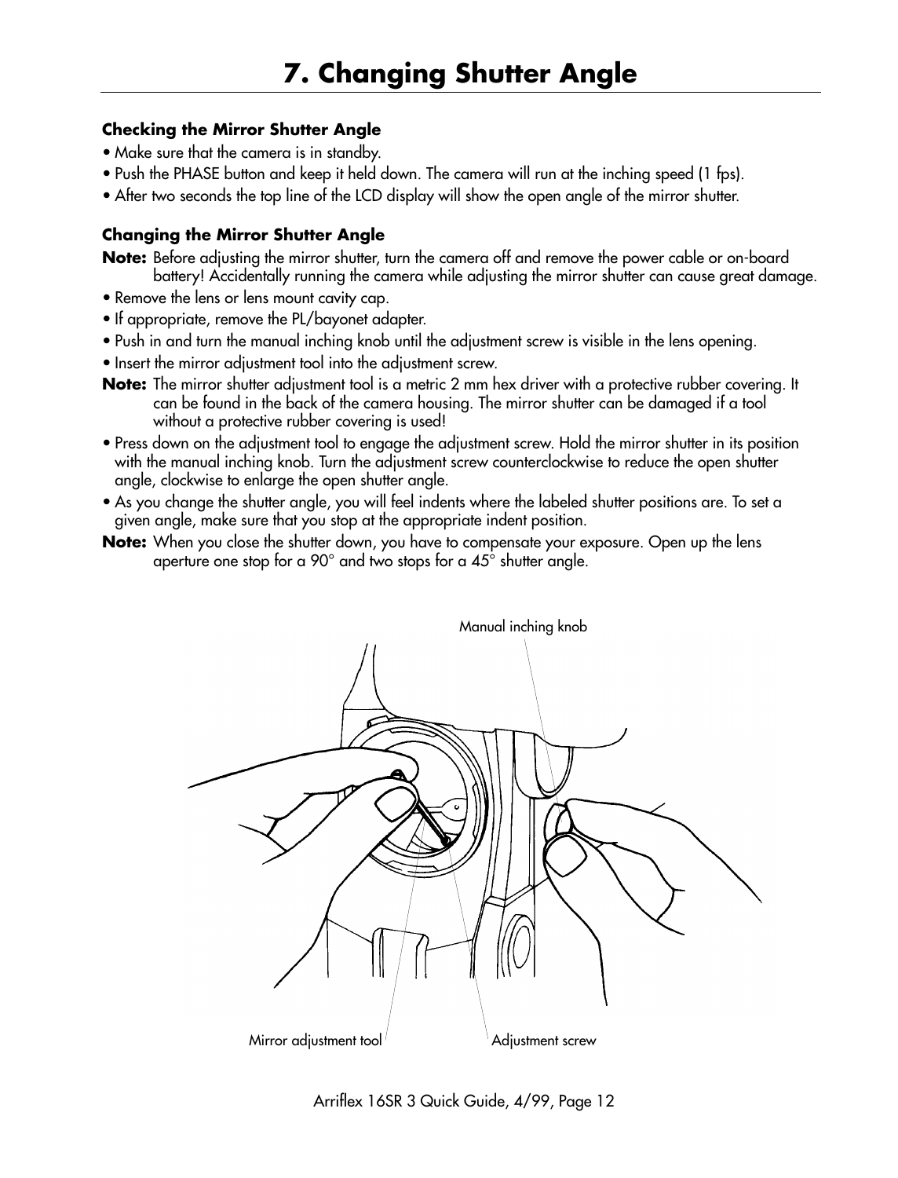# 7. Changing Shutter Angle

### Checking the Mirror Shutter Angle

- Make sure that the camera is in standby.
- Push the PHASE button and keep it held down. The camera will run at the inching speed (1 fps).
- After two seconds the top line of the LCD display will show the open angle of the mirror shutter.

### Changing the Mirror Shutter Angle

**Note:** Before adjusting the mirror shutter, turn the camera off and remove the power cable or on-board battery! Accidentally running the camera while adjusting the mirror shutter can cause great damage.

- Remove the lens or lens mount cavity cap.
- If appropriate, remove the PL/bayonet adapter.
- Push in and turn the manual inching knob until the adjustment screw is visible in the lens opening.
- Insert the mirror adjustment tool into the adjustment screw.

**Note:** The mirror shutter adjustment tool is a metric 2 mm hex driver with a protective rubber covering. It can be found in the back of the camera housing. The mirror shutter can be damaged if a tool without a protective rubber covering is used!

- Press down on the adjustment tool to engage the adjustment screw. Hold the mirror shutter in its position with the manual inching knob. Turn the adjustment screw counterclockwise to reduce the open shutter angle, clockwise to enlarge the open shutter angle.
- As you change the shutter angle, you will feel indents where the labeled shutter positions are. To set a given angle, make sure that you stop at the appropriate indent position.

**Note:** When you close the shutter down, you have to compensate your exposure. Open up the lens aperture one stop for a 90° and two stops for a 45° shutter angle.

Manual inching knob

Mirror adjustment tool

Adjustment screw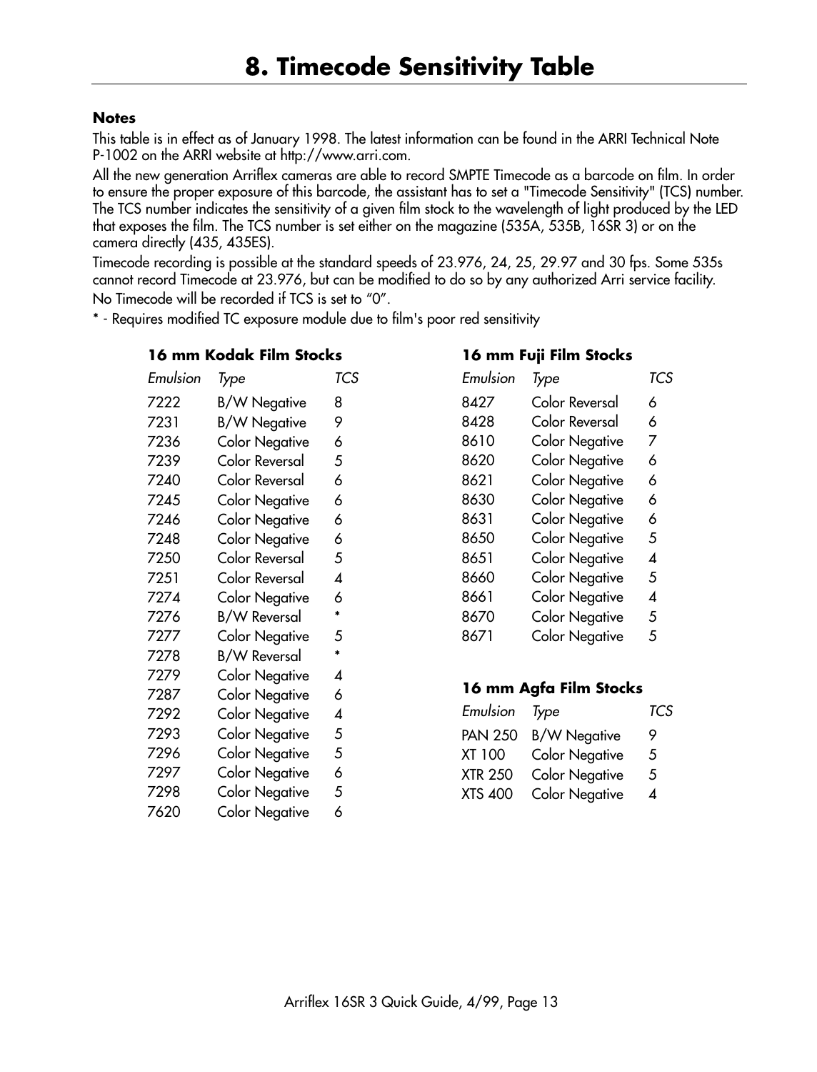# 8. Timecode Sensitivity Table

**Notes**

This table is in effect as of January 1998. The latest information can be found in the ARRI Technical Note P-1002 on the ARRI website at http://www.arri.com.

All the new generation Arriflex cameras are able to record SMPTE Timecode as a barcode on film. In order to ensure the proper exposure of this barcode, the assistant has to set a "Timecode Sensitivity" (TCS) number. The TCS number indicates the sensitivity of a given film stock to the wavelength of light produced by the LED that exposes the film. The TCS number is set either on the magazine (535A, 535B, 16SR 3) or on the camera directly (435, 435ES).

Timecode recording is possible at the standard speeds of 23.976, 24, 25, 29.97 and 30 fps. Some 535s cannot record Timecode at 23.976, but can be modified to do so by any authorized Arri service facility.

No Timecode will be recorded if TCS is set to "0".

* - Requires modified TC exposure module due to film's poor red sensitivity

### 16 mm Kodak Film Stocks

| *Emulsion* | *Type* | *TCS* |
|---|---|---|
| 7222 | B/W Negative | 8 |
| 7231 | B/W Negative | 9 |
| 7236 | Color Negative | 6 |
| 7239 | Color Reversal | 5 |
| 7240 | Color Reversal | 6 |
| 7245 | Color Negative | 6 |
| 7246 | Color Negative | 6 |
| 7248 | Color Negative | 6 |
| 7250 | Color Reversal | 5 |
| 7251 | Color Reversal | 4 |
| 7274 | Color Negative | 6 |
| 7276 | B/W Reversal | * |
| 7277 | Color Negative | 5 |
| 7278 | B/W Reversal | * |
| 7279 | Color Negative | 4 |
| 7287 | Color Negative | 6 |
| 7292 | Color Negative | 4 |
| 7293 | Color Negative | 5 |
| 7296 | Color Negative | 5 |
| 7297 | Color Negative | 6 |
| 7298 | Color Negative | 5 |
| 7620 | Color Negative | 6 |

### 16 mm Fuji Film Stocks

| *Emulsion* | *Type* | *TCS* |
|---|---|---|
| 8427 | Color Reversal | 6 |
| 8428 | Color Reversal | 6 |
| 8610 | Color Negative | 7 |
| 8620 | Color Negative | 6 |
| 8621 | Color Negative | 6 |
| 8630 | Color Negative | 6 |
| 8631 | Color Negative | 6 |
| 8650 | Color Negative | 5 |
| 8651 | Color Negative | 4 |
| 8660 | Color Negative | 5 |
| 8661 | Color Negative | 4 |
| 8670 | Color Negative | 5 |
| 8671 | Color Negative | 5 |

### 16 mm Agfa Film Stocks

| *Emulsion* | *Type* | *TCS* |
|---|---|---|
| PAN 250 | B/W Negative | 9 |
| XT 100 | Color Negative | 5 |
| XTR 250 | Color Negative | 5 |
| XTS 400 | Color Negative | 4 |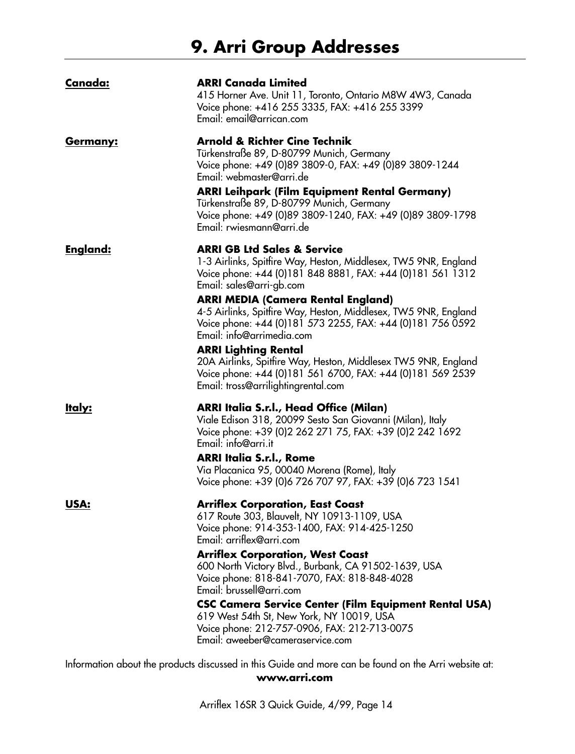# 9. Arri Group Addresses

**Canada:**

**ARRI Canada Limited**
415 Horner Ave. Unit 11, Toronto, Ontario M8W 4W3, Canada
Voice phone: +416 255 3335, FAX: +416 255 3399
Email: email@arrican.com

**Germany:**

**Arnold & Richter Cine Technik**
Türkenstraße 89, D-80799 Munich, Germany
Voice phone: +49 (0)89 3809-0, FAX: +49 (0)89 3809-1244
Email: webmaster@arri.de

**ARRI Leihpark (Film Equipment Rental Germany)**
Türkenstraße 89, D-80799 Munich, Germany
Voice phone: +49 (0)89 3809-1240, FAX: +49 (0)89 3809-1798
Email: rwiesmann@arri.de

**England:**

**ARRI GB Ltd Sales & Service**
1-3 Airlinks, Spitfire Way, Heston, Middlesex, TW5 9NR, England
Voice phone: +44 (0)181 848 8881, FAX: +44 (0)181 561 1312
Email: sales@arri-gb.com

**ARRI MEDIA (Camera Rental England)**
4-5 Airlinks, Spitfire Way, Heston, Middlesex, TW5 9NR, England
Voice phone: +44 (0)181 573 2255, FAX: +44 (0)181 756 0592
Email: info@arrimedia.com

**ARRI Lighting Rental**
20A Airlinks, Spitfire Way, Heston, Middlesex TW5 9NR, England
Voice phone: +44 (0)181 561 6700, FAX: +44 (0)181 569 2539
Email: tross@arrilightingrental.com

**Italy:**

**ARRI Italia S.r.l., Head Office (Milan)**
Viale Edison 318, 20099 Sesto San Giovanni (Milan), Italy
Voice phone: +39 (0)2 262 271 75, FAX: +39 (0)2 242 1692
Email: info@arri.it

**ARRI Italia S.r.l., Rome**
Via Placanica 95, 00040 Morena (Rome), Italy
Voice phone: +39 (0)6 726 707 97, FAX: +39 (0)6 723 1541

**USA:**

**Arriflex Corporation, East Coast**
617 Route 303, Blauvelt, NY 10913-1109, USA
Voice phone: 914-353-1400, FAX: 914-425-1250
Email: arriflex@arri.com

**Arriflex Corporation, West Coast**
600 North Victory Blvd., Burbank, CA 91502-1639, USA
Voice phone: 818-841-7070, FAX: 818-848-4028
Email: brussell@arri.com

**CSC Camera Service Center (Film Equipment Rental USA)**
619 West 54th St, New York, NY 10019, USA
Voice phone: 212-757-0906, FAX: 212-713-0075
Email: aweeber@cameraservice.com

Information about the products discussed in this Guide and more can be found on the Arri website at:
**www.arri.com**